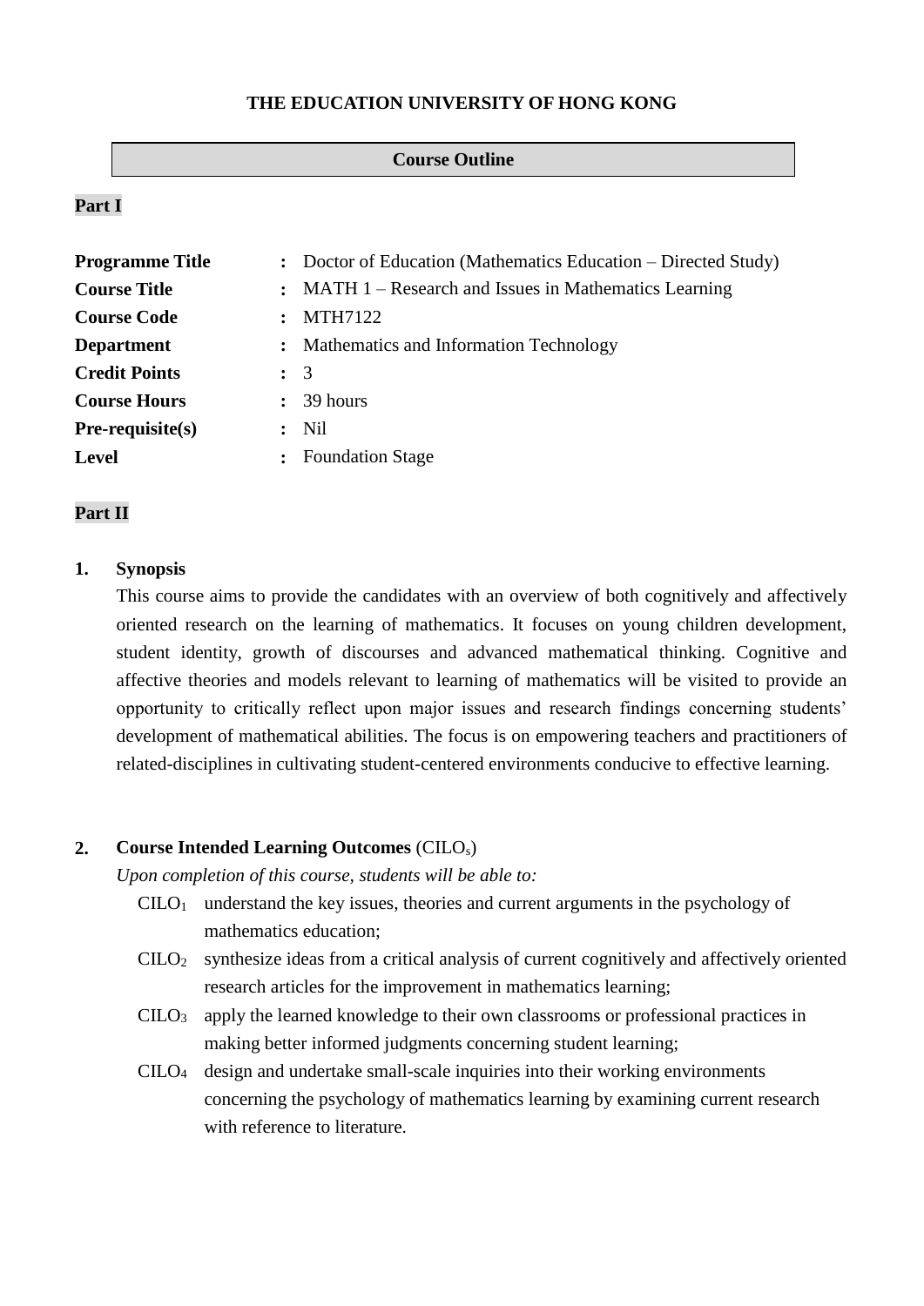**THE EDUCATION UNIVERSITY OF HONG KONG**

**Course Outline**

**Part I**

| | | |
|---|---|---|
| **Programme Title** | **:** | Doctor of Education (Mathematics Education – Directed Study) |
| **Course Title** | **:** | MATH 1 – Research and Issues in Mathematics Learning |
| **Course Code** | **:** | MTH7122 |
| **Department** | **:** | Mathematics and Information Technology |
| **Credit Points** | **:** | 3 |
| **Course Hours** | **:** | 39 hours |
| **Pre-requisite(s)** | **:** | Nil |
| **Level** | **:** | Foundation Stage |

**Part II**

**1. Synopsis**

This course aims to provide the candidates with an overview of both cognitively and affectively oriented research on the learning of mathematics. It focuses on young children development, student identity, growth of discourses and advanced mathematical thinking. Cognitive and affective theories and models relevant to learning of mathematics will be visited to provide an opportunity to critically reflect upon major issues and research findings concerning students' development of mathematical abilities. The focus is on empowering teachers and practitioners of related-disciplines in cultivating student-centered environments conducive to effective learning.

**2. Course Intended Learning Outcomes** ($CILO_s$)

*Upon completion of this course, students will be able to:*

- $CILO_1$ understand the key issues, theories and current arguments in the psychology of mathematics education;
- $CILO_2$ synthesize ideas from a critical analysis of current cognitively and affectively oriented research articles for the improvement in mathematics learning;
- $CILO_3$ apply the learned knowledge to their own classrooms or professional practices in making better informed judgments concerning student learning;
- $CILO_4$ design and undertake small-scale inquiries into their working environments concerning the psychology of mathematics learning by examining current research with reference to literature.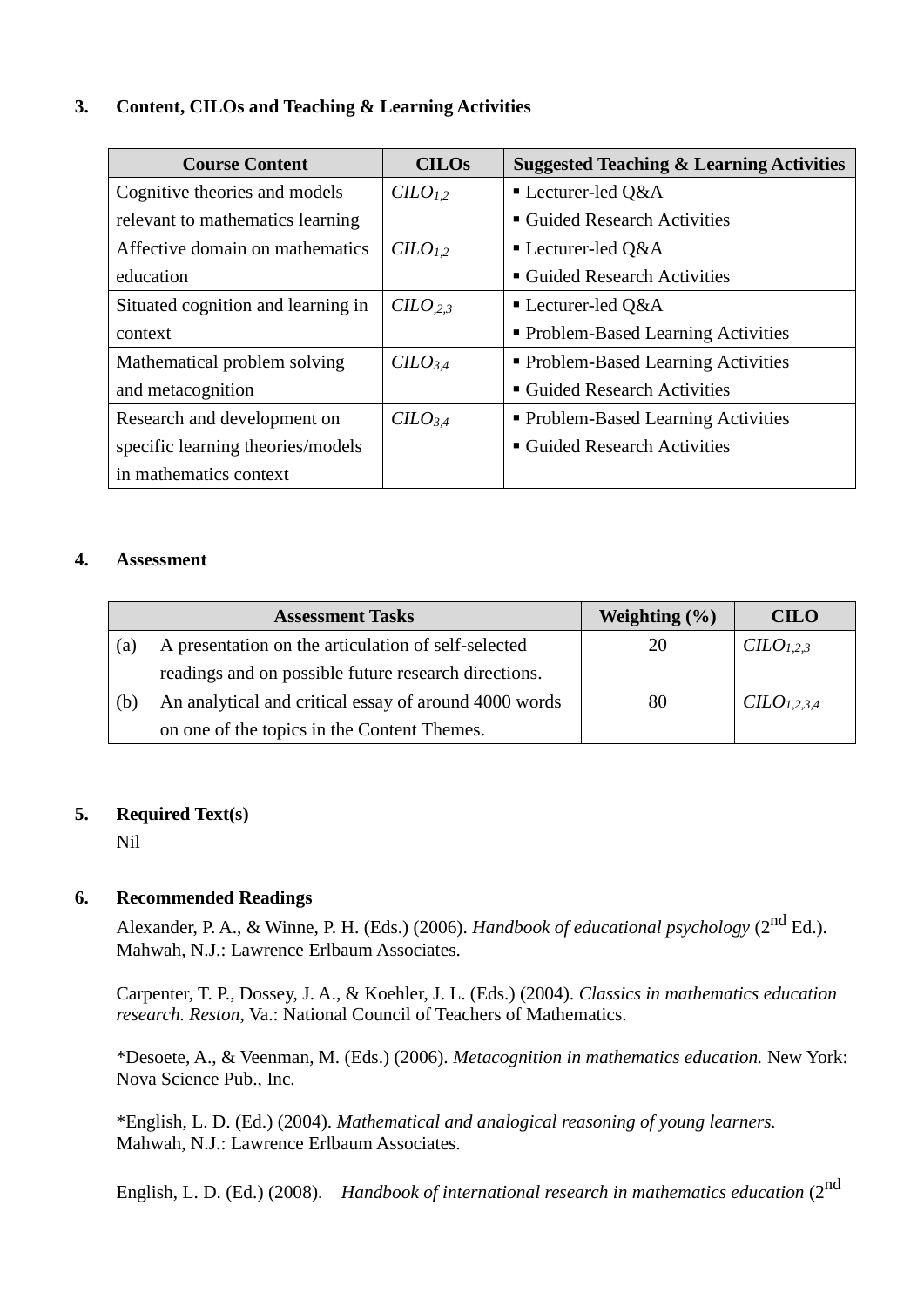## 3. Content, CILOs and Teaching & Learning Activities

| Course Content | CILOs | Suggested Teaching & Learning Activities |
|---|---|---|
| Cognitive theories and models relevant to mathematics learning | $CILO_{1,2}$ | ▪ Lecturer-led Q&A<br>▪ Guided Research Activities |
| Affective domain on mathematics education | $CILO_{1,2}$ | ▪ Lecturer-led Q&A<br>▪ Guided Research Activities |
| Situated cognition and learning in context | $CILO_{,2,3}$ | ▪ Lecturer-led Q&A<br>▪ Problem-Based Learning Activities |
| Mathematical problem solving and metacognition | $CILO_{3,4}$ | ▪ Problem-Based Learning Activities<br>▪ Guided Research Activities |
| Research and development on specific learning theories/models in mathematics context | $CILO_{3,4}$ | ▪ Problem-Based Learning Activities<br>▪ Guided Research Activities |

## 4. Assessment

| Assessment Tasks | Weighting (%) | CILO |
|---|---|---|
| (a) A presentation on the articulation of self-selected readings and on possible future research directions. | 20 | $CILO_{1,2,3}$ |
| (b) An analytical and critical essay of around 4000 words on one of the topics in the Content Themes. | 80 | $CILO_{1,2,3,4}$ |

## 5. Required Text(s)

Nil

## 6. Recommended Readings

Alexander, P. A., & Winne, P. H. (Eds.) (2006). *Handbook of educational psychology* (2nd Ed.). Mahwah, N.J.: Lawrence Erlbaum Associates.

Carpenter, T. P., Dossey, J. A., & Koehler, J. L. (Eds.) (2004). *Classics in mathematics education research. Reston*, Va.: National Council of Teachers of Mathematics.

*Desoete, A., & Veenman, M. (Eds.) (2006). *Metacognition in mathematics education.* New York: Nova Science Pub., Inc.

*English, L. D. (Ed.) (2004). *Mathematical and analogical reasoning of young learners.* Mahwah, N.J.: Lawrence Erlbaum Associates.

English, L. D. (Ed.) (2008). *Handbook of international research in mathematics education* (2nd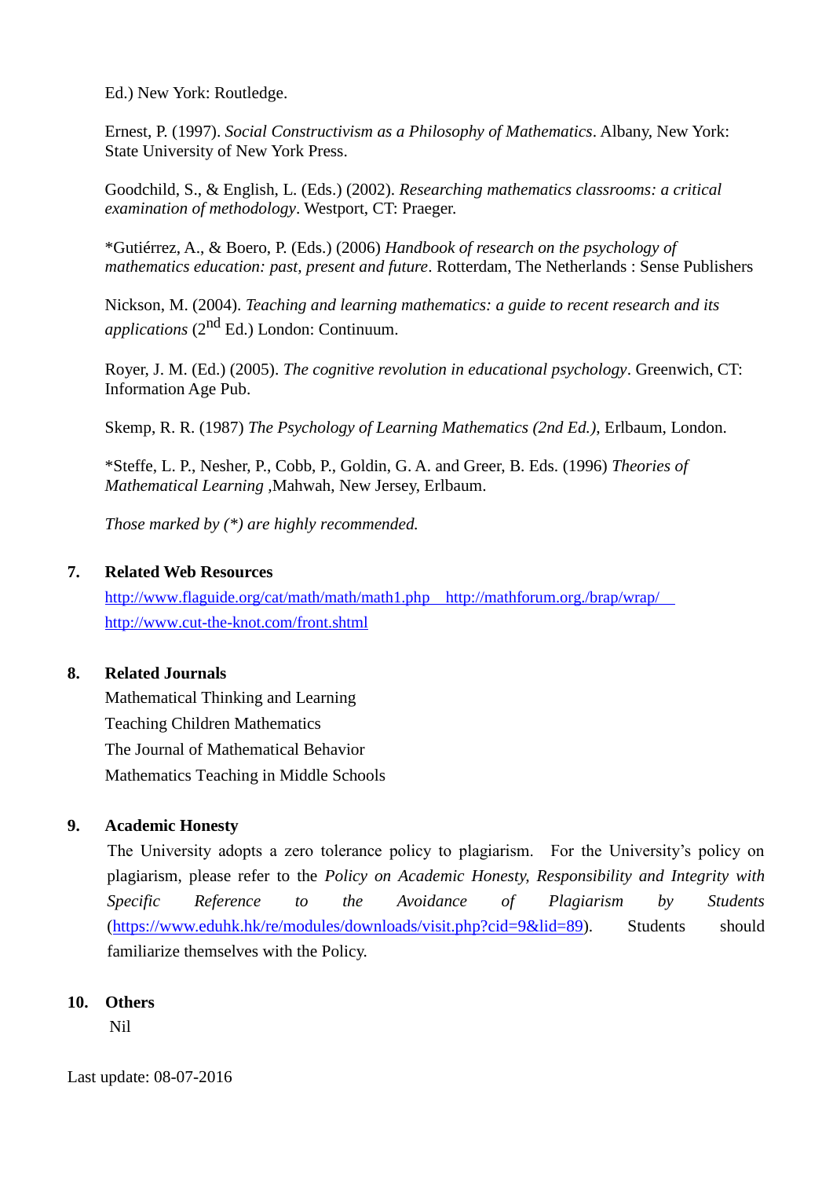Ed.) New York: Routledge.

Ernest, P. (1997). *Social Constructivism as a Philosophy of Mathematics*. Albany, New York: State University of New York Press.

Goodchild, S., & English, L. (Eds.) (2002). *Researching mathematics classrooms: a critical examination of methodology*. Westport, CT: Praeger.

*Gutiérrez, A., & Boero, P. (Eds.) (2006) *Handbook of research on the psychology of mathematics education: past, present and future*. Rotterdam, The Netherlands : Sense Publishers

Nickson, M. (2004). *Teaching and learning mathematics: a guide to recent research and its applications* (2nd Ed.) London: Continuum.

Royer, J. M. (Ed.) (2005). *The cognitive revolution in educational psychology*. Greenwich, CT: Information Age Pub.

Skemp, R. R. (1987) *The Psychology of Learning Mathematics (2nd Ed.)*, Erlbaum, London.

*Steffe, L. P., Nesher, P., Cobb, P., Goldin, G. A. and Greer, B. Eds. (1996) *Theories of Mathematical Learning* ,Mahwah, New Jersey, Erlbaum.

*Those marked by (*) are highly recommended.*

## 7. Related Web Resources

http://www.flaguide.org/cat/math/math/math1.php http://mathforum.org./brap/wrap/
http://www.cut-the-knot.com/front.shtml

## 8. Related Journals

Mathematical Thinking and Learning
Teaching Children Mathematics
The Journal of Mathematical Behavior
Mathematics Teaching in Middle Schools

## 9. Academic Honesty

The University adopts a zero tolerance policy to plagiarism. For the University's policy on plagiarism, please refer to the *Policy on Academic Honesty, Responsibility and Integrity with Specific Reference to the Avoidance of Plagiarism by Students* (https://www.eduhk.hk/re/modules/downloads/visit.php?cid=9&lid=89). Students should familiarize themselves with the Policy.

## 10. Others

Nil

Last update: 08-07-2016